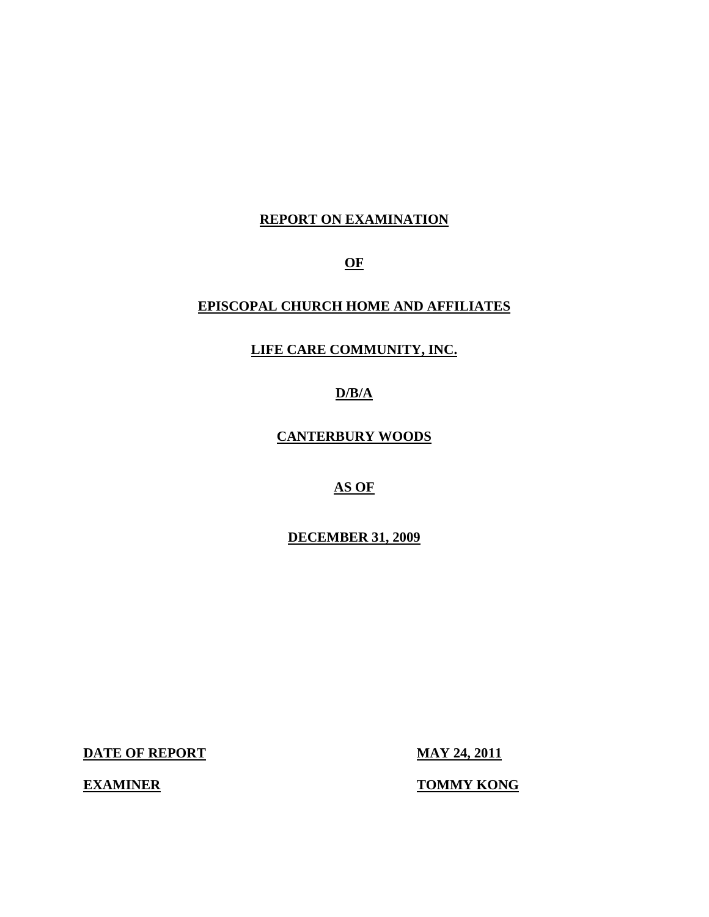**REPORT ON EXAMINATION**

**OF**

**EPISCOPAL CHURCH HOME AND AFFILIATES**

**LIFE CARE COMMUNITY, INC.**

**D/B/A**

**CANTERBURY WOODS**

**AS OF**

**DECEMBER 31, 2009**

| | |
|---|---|
| **DATE OF REPORT** | **MAY 24, 2011** |
| **EXAMINER** | **TOMMY KONG** |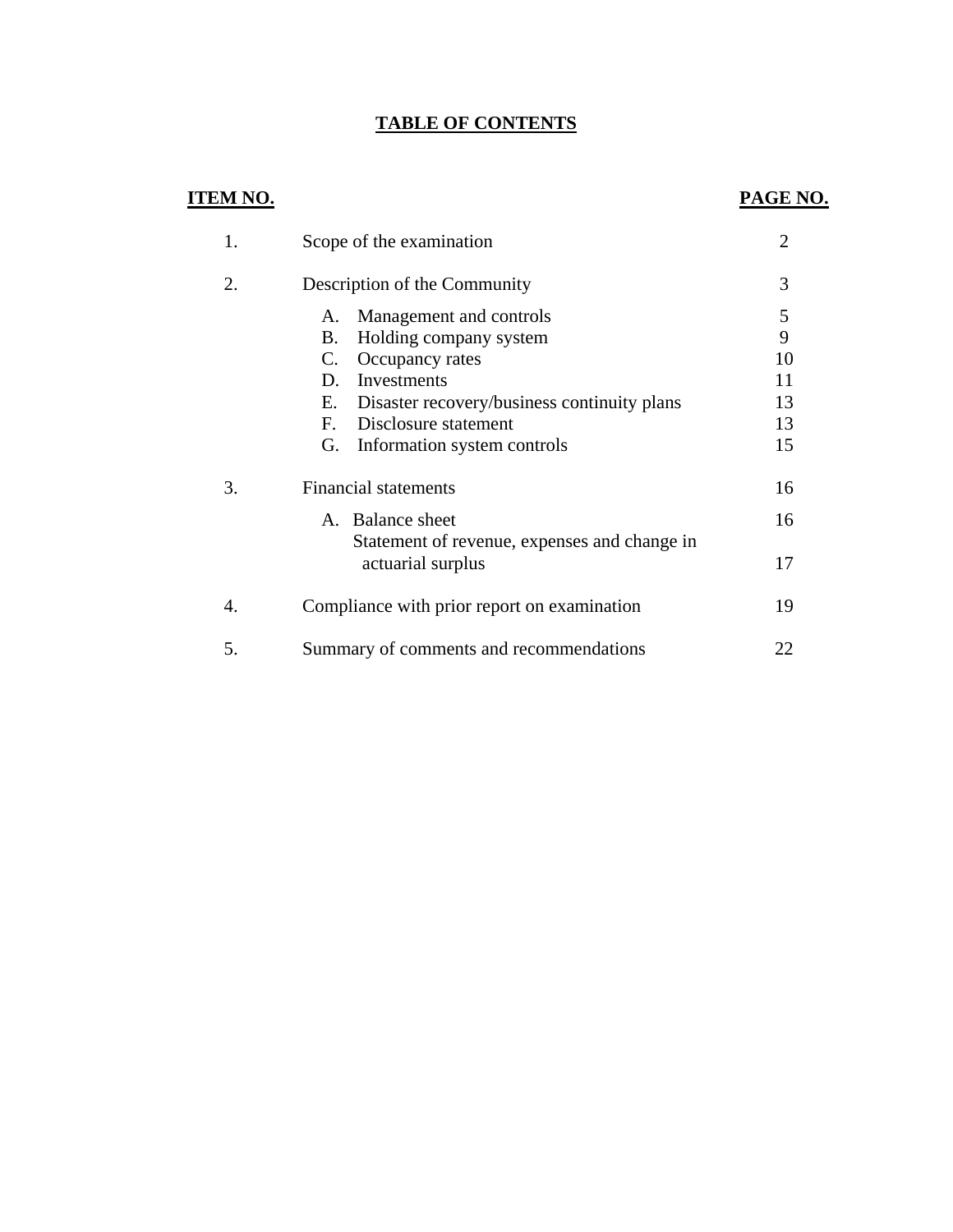# TABLE OF CONTENTS

| ITEM NO. | | PAGE NO. |
|---|---|---|
| 1. | Scope of the examination | 2 |
| 2. | Description of the Community | 3 |
| | A. Management and controls | 5 |
| | B. Holding company system | 9 |
| | C. Occupancy rates | 10 |
| | D. Investments | 11 |
| | E. Disaster recovery/business continuity plans | 13 |
| | F. Disclosure statement | 13 |
| | G. Information system controls | 15 |
| 3. | Financial statements | 16 |
| | A. Balance sheet | 16 |
| | Statement of revenue, expenses and change in actuarial surplus | 17 |
| 4. | Compliance with prior report on examination | 19 |
| 5. | Summary of comments and recommendations | 22 |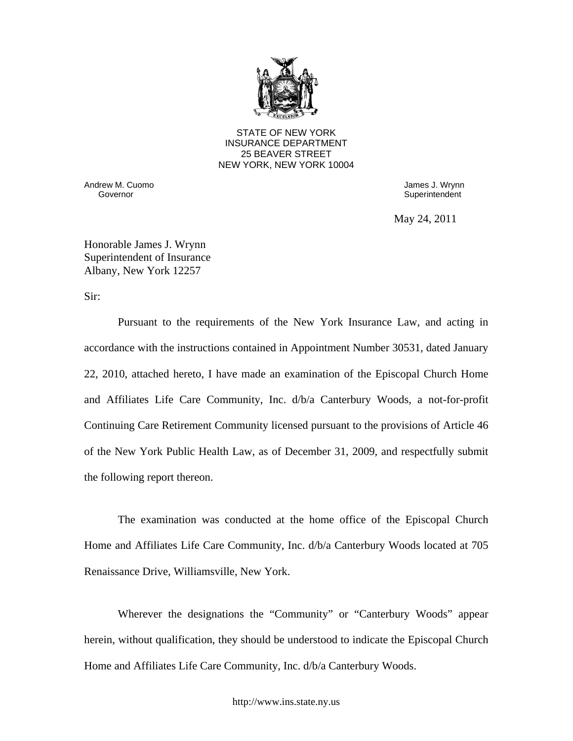STATE OF NEW YORK
INSURANCE DEPARTMENT
25 BEAVER STREET
NEW YORK, NEW YORK 10004

Andrew M. Cuomo
Governor

James J. Wrynn
Superintendent

May 24, 2011

Honorable James J. Wrynn
Superintendent of Insurance
Albany, New York 12257

Sir:

Pursuant to the requirements of the New York Insurance Law, and acting in accordance with the instructions contained in Appointment Number 30531, dated January 22, 2010, attached hereto, I have made an examination of the Episcopal Church Home and Affiliates Life Care Community, Inc. d/b/a Canterbury Woods, a not-for-profit Continuing Care Retirement Community licensed pursuant to the provisions of Article 46 of the New York Public Health Law, as of December 31, 2009, and respectfully submit the following report thereon.

The examination was conducted at the home office of the Episcopal Church Home and Affiliates Life Care Community, Inc. d/b/a Canterbury Woods located at 705 Renaissance Drive, Williamsville, New York.

Wherever the designations the "Community" or "Canterbury Woods" appear herein, without qualification, they should be understood to indicate the Episcopal Church Home and Affiliates Life Care Community, Inc. d/b/a Canterbury Woods.

http://www.ins.state.ny.us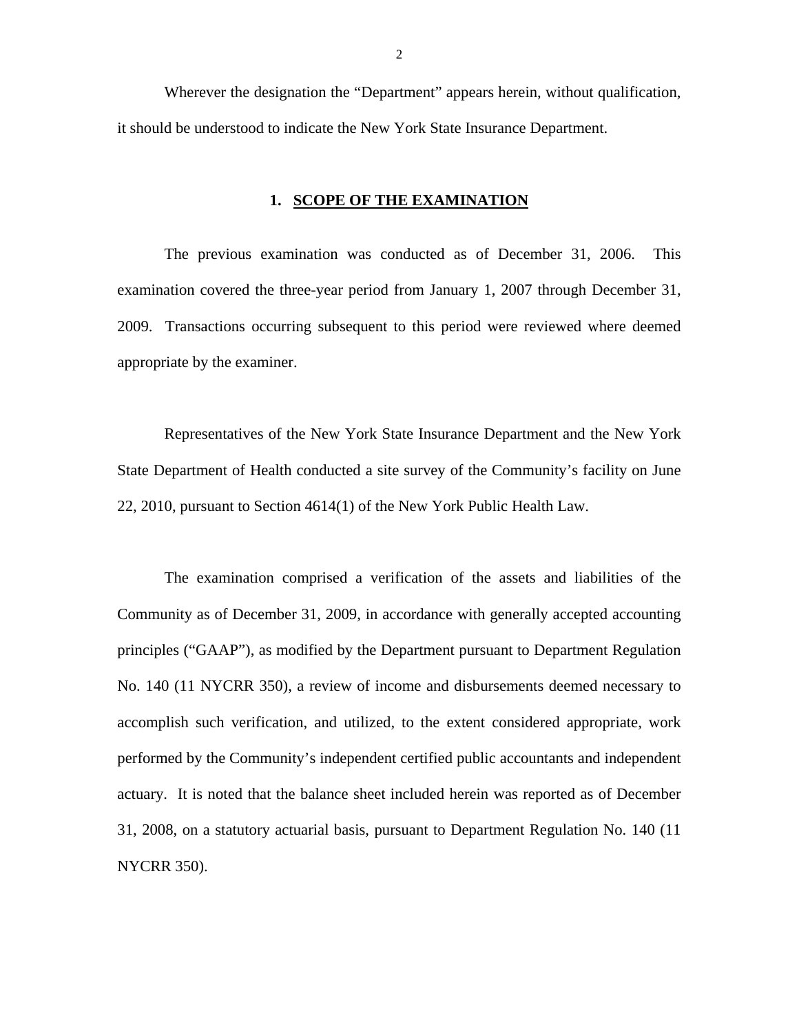Wherever the designation the "Department" appears herein, without qualification, it should be understood to indicate the New York State Insurance Department.

## 1. SCOPE OF THE EXAMINATION

The previous examination was conducted as of December 31, 2006. This examination covered the three-year period from January 1, 2007 through December 31, 2009. Transactions occurring subsequent to this period were reviewed where deemed appropriate by the examiner.

Representatives of the New York State Insurance Department and the New York State Department of Health conducted a site survey of the Community's facility on June 22, 2010, pursuant to Section 4614(1) of the New York Public Health Law.

The examination comprised a verification of the assets and liabilities of the Community as of December 31, 2009, in accordance with generally accepted accounting principles ("GAAP"), as modified by the Department pursuant to Department Regulation No. 140 (11 NYCRR 350), a review of income and disbursements deemed necessary to accomplish such verification, and utilized, to the extent considered appropriate, work performed by the Community's independent certified public accountants and independent actuary. It is noted that the balance sheet included herein was reported as of December 31, 2008, on a statutory actuarial basis, pursuant to Department Regulation No. 140 (11 NYCRR 350).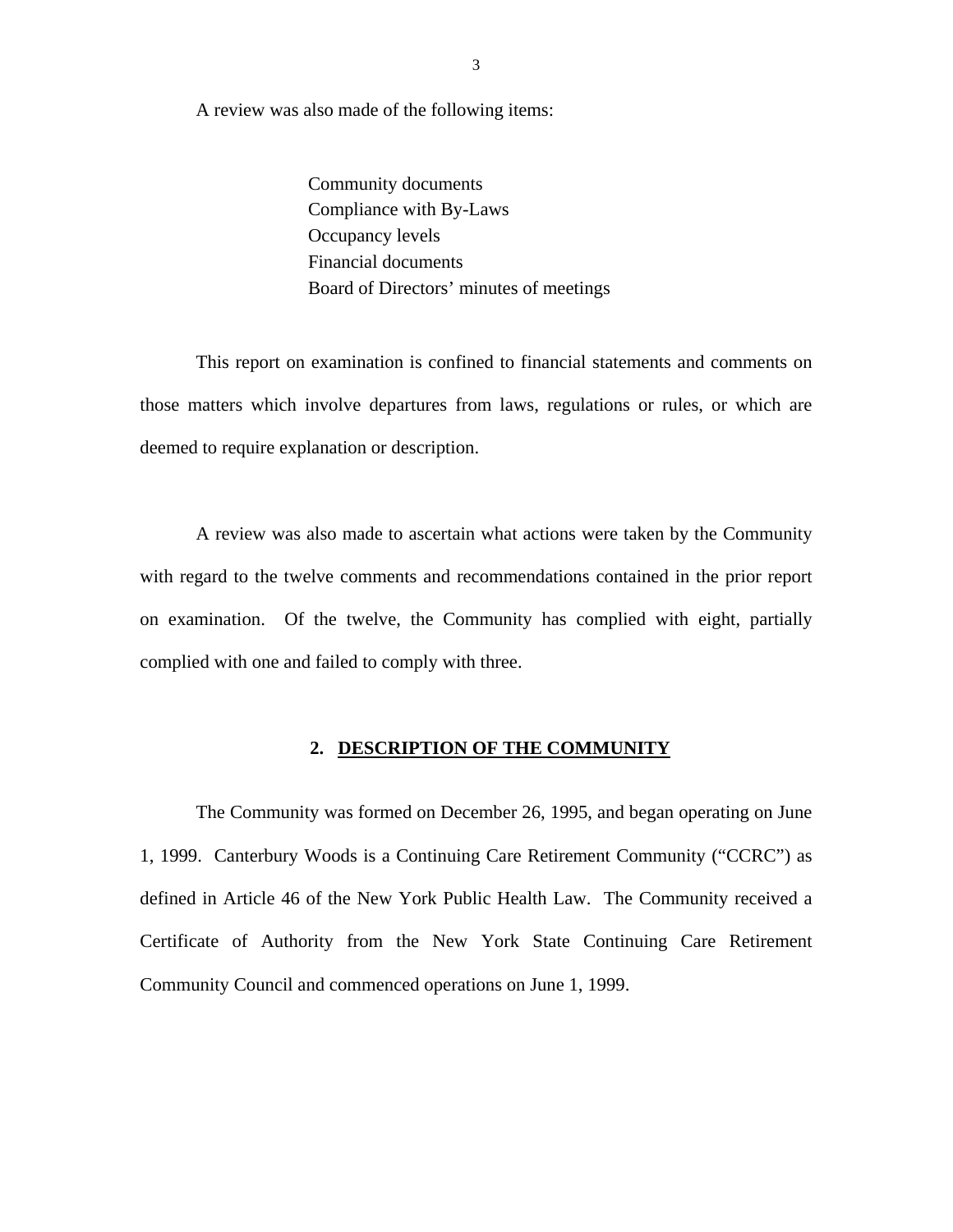A review was also made of the following items:

Community documents
Compliance with By-Laws
Occupancy levels
Financial documents
Board of Directors' minutes of meetings

This report on examination is confined to financial statements and comments on those matters which involve departures from laws, regulations or rules, or which are deemed to require explanation or description.

A review was also made to ascertain what actions were taken by the Community with regard to the twelve comments and recommendations contained in the prior report on examination. Of the twelve, the Community has complied with eight, partially complied with one and failed to comply with three.

## 2. DESCRIPTION OF THE COMMUNITY

The Community was formed on December 26, 1995, and began operating on June 1, 1999. Canterbury Woods is a Continuing Care Retirement Community ("CCRC") as defined in Article 46 of the New York Public Health Law. The Community received a Certificate of Authority from the New York State Continuing Care Retirement Community Council and commenced operations on June 1, 1999.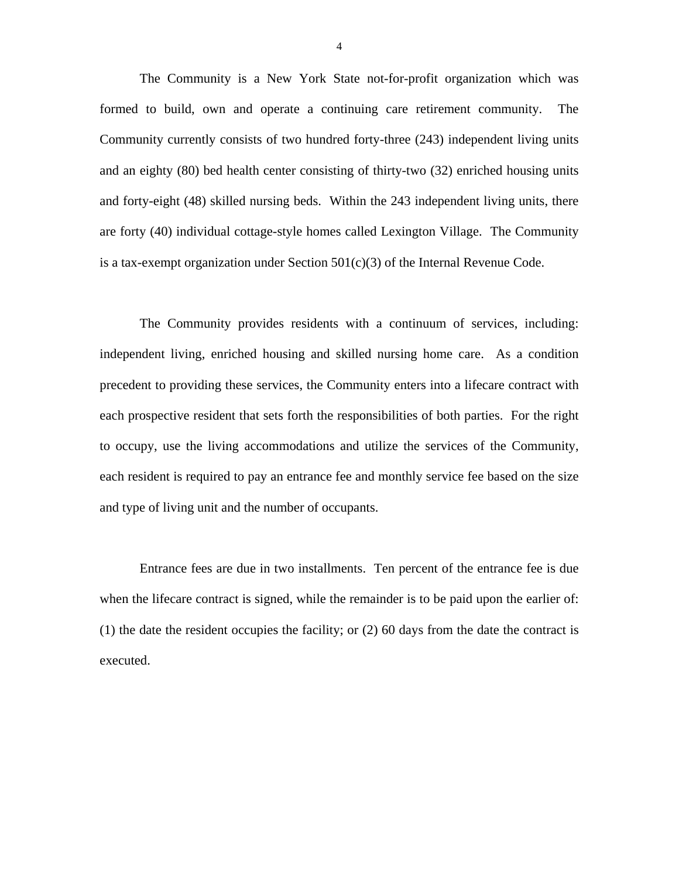The Community is a New York State not-for-profit organization which was formed to build, own and operate a continuing care retirement community. The Community currently consists of two hundred forty-three (243) independent living units and an eighty (80) bed health center consisting of thirty-two (32) enriched housing units and forty-eight (48) skilled nursing beds. Within the 243 independent living units, there are forty (40) individual cottage-style homes called Lexington Village. The Community is a tax-exempt organization under Section 501(c)(3) of the Internal Revenue Code.

The Community provides residents with a continuum of services, including: independent living, enriched housing and skilled nursing home care. As a condition precedent to providing these services, the Community enters into a lifecare contract with each prospective resident that sets forth the responsibilities of both parties. For the right to occupy, use the living accommodations and utilize the services of the Community, each resident is required to pay an entrance fee and monthly service fee based on the size and type of living unit and the number of occupants.

Entrance fees are due in two installments. Ten percent of the entrance fee is due when the lifecare contract is signed, while the remainder is to be paid upon the earlier of: (1) the date the resident occupies the facility; or (2) 60 days from the date the contract is executed.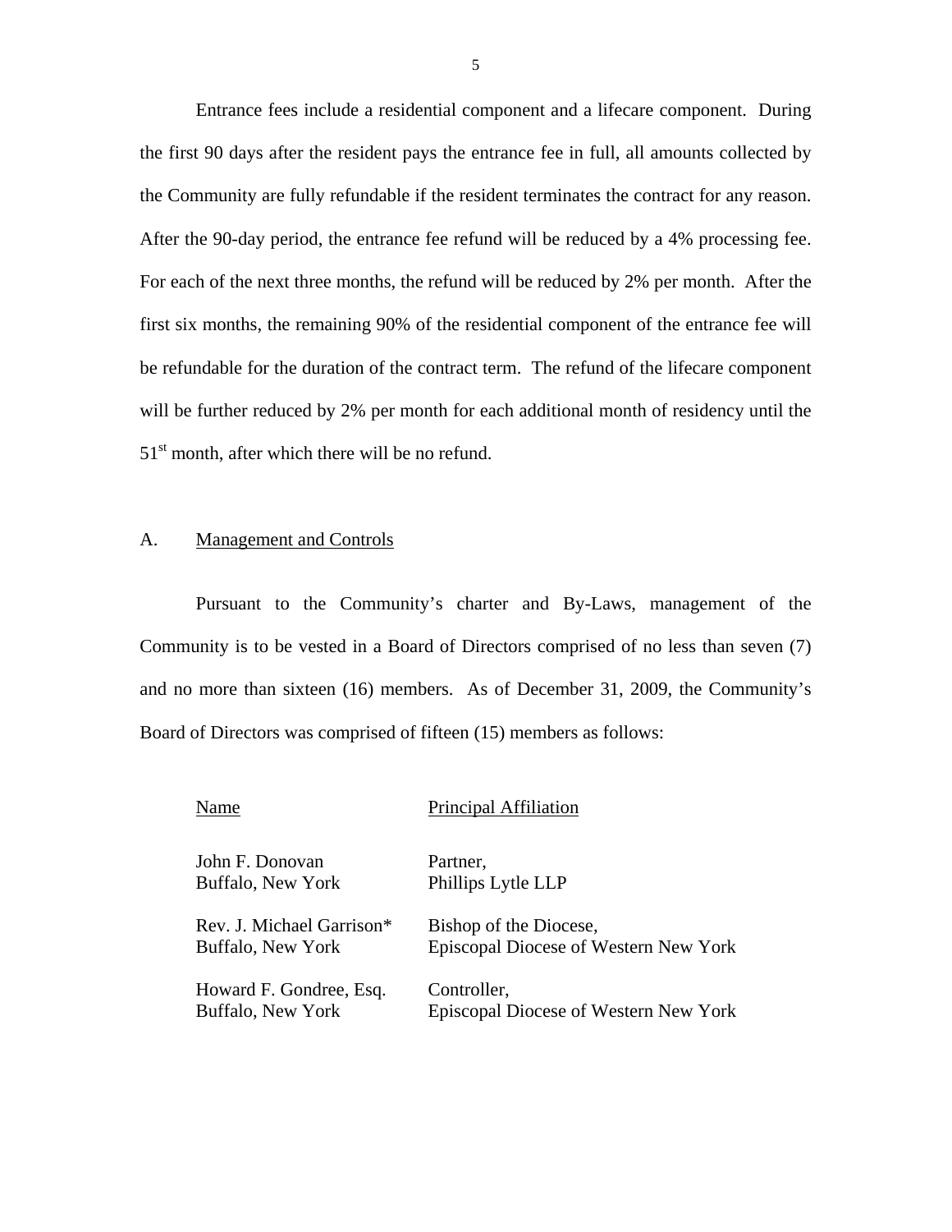Entrance fees include a residential component and a lifecare component. During the first 90 days after the resident pays the entrance fee in full, all amounts collected by the Community are fully refundable if the resident terminates the contract for any reason. After the 90-day period, the entrance fee refund will be reduced by a 4% processing fee. For each of the next three months, the refund will be reduced by 2% per month. After the first six months, the remaining 90% of the residential component of the entrance fee will be refundable for the duration of the contract term. The refund of the lifecare component will be further reduced by 2% per month for each additional month of residency until the 51st month, after which there will be no refund.

## A. Management and Controls

Pursuant to the Community's charter and By-Laws, management of the Community is to be vested in a Board of Directors comprised of no less than seven (7) and no more than sixteen (16) members. As of December 31, 2009, the Community's Board of Directors was comprised of fifteen (15) members as follows:

| Name | Principal Affiliation |
|---|---|
| John F. Donovan<br>Buffalo, New York | Partner,<br>Phillips Lytle LLP |
| Rev. J. Michael Garrison*<br>Buffalo, New York | Bishop of the Diocese,<br>Episcopal Diocese of Western New York |
| Howard F. Gondree, Esq.<br>Buffalo, New York | Controller,<br>Episcopal Diocese of Western New York |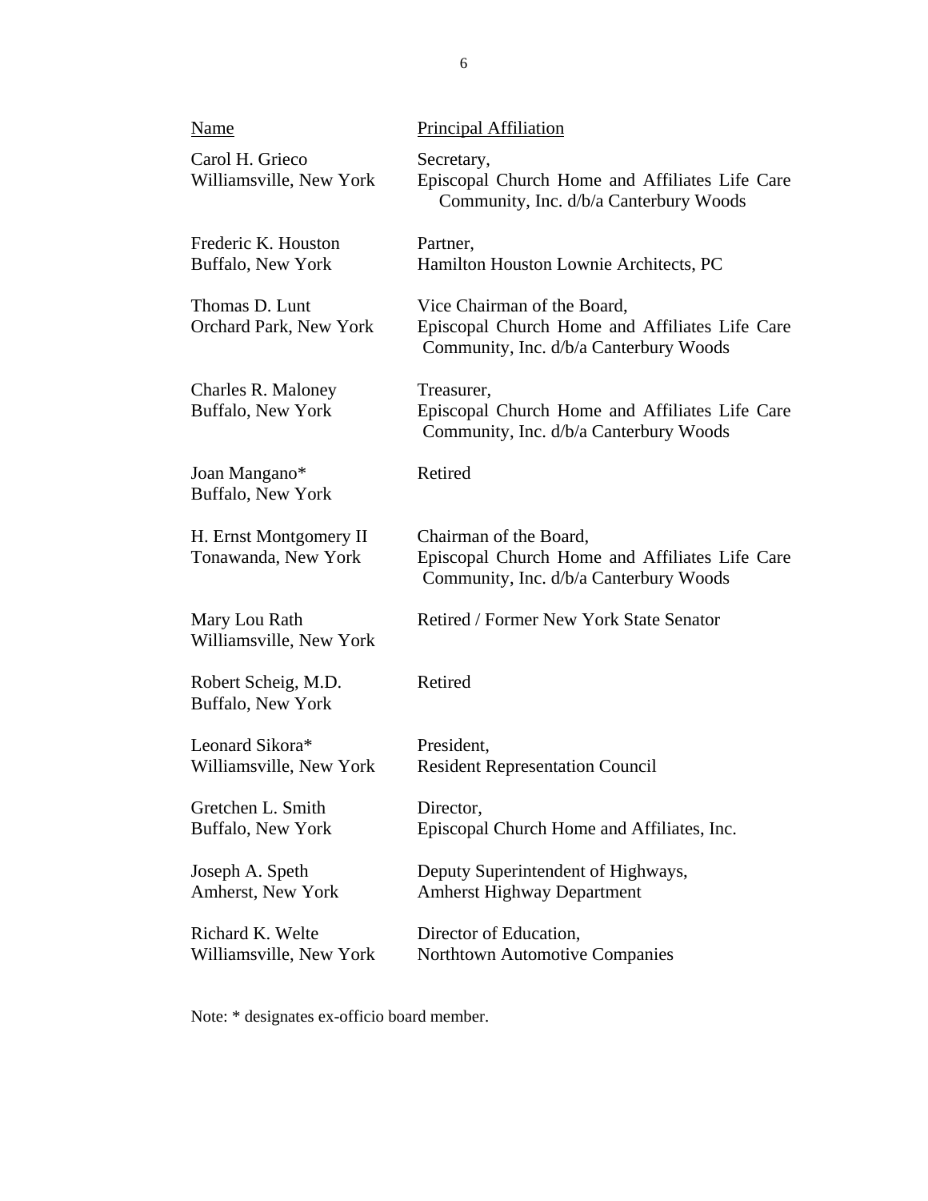| Name | Principal Affiliation |
| --- | --- |
| Carol H. Grieco<br>Williamsville, New York | Secretary,<br>Episcopal Church Home and Affiliates Life Care Community, Inc. d/b/a Canterbury Woods |
| Frederic K. Houston<br>Buffalo, New York | Partner,<br>Hamilton Houston Lownie Architects, PC |
| Thomas D. Lunt<br>Orchard Park, New York | Vice Chairman of the Board,<br>Episcopal Church Home and Affiliates Life Care Community, Inc. d/b/a Canterbury Woods |
| Charles R. Maloney<br>Buffalo, New York | Treasurer,<br>Episcopal Church Home and Affiliates Life Care Community, Inc. d/b/a Canterbury Woods |
| Joan Mangano*<br>Buffalo, New York | Retired |
| H. Ernst Montgomery II<br>Tonawanda, New York | Chairman of the Board,<br>Episcopal Church Home and Affiliates Life Care Community, Inc. d/b/a Canterbury Woods |
| Mary Lou Rath<br>Williamsville, New York | Retired / Former New York State Senator |
| Robert Scheig, M.D.<br>Buffalo, New York | Retired |
| Leonard Sikora*<br>Williamsville, New York | President,<br>Resident Representation Council |
| Gretchen L. Smith<br>Buffalo, New York | Director,<br>Episcopal Church Home and Affiliates, Inc. |
| Joseph A. Speth<br>Amherst, New York | Deputy Superintendent of Highways,<br>Amherst Highway Department |
| Richard K. Welte<br>Williamsville, New York | Director of Education,<br>Northtown Automotive Companies |

Note: * designates ex-officio board member.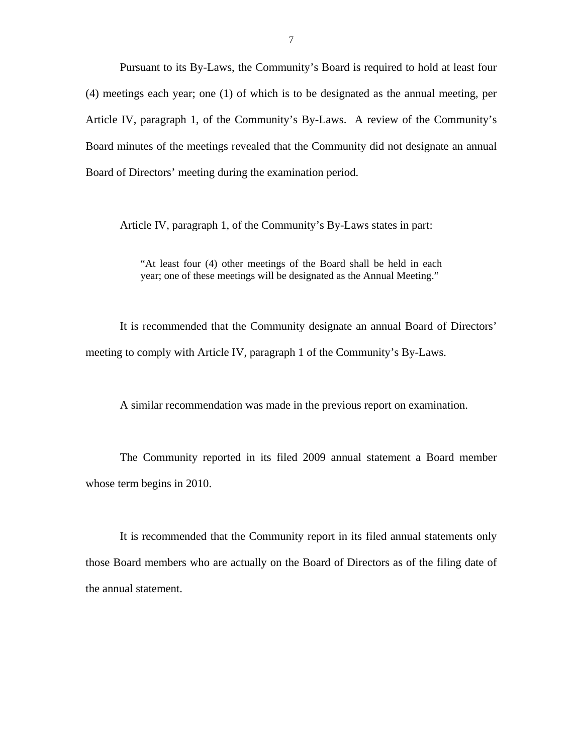Pursuant to its By-Laws, the Community's Board is required to hold at least four (4) meetings each year; one (1) of which is to be designated as the annual meeting, per Article IV, paragraph 1, of the Community's By-Laws. A review of the Community's Board minutes of the meetings revealed that the Community did not designate an annual Board of Directors' meeting during the examination period.

Article IV, paragraph 1, of the Community's By-Laws states in part:

> "At least four (4) other meetings of the Board shall be held in each year; one of these meetings will be designated as the Annual Meeting."

It is recommended that the Community designate an annual Board of Directors' meeting to comply with Article IV, paragraph 1 of the Community's By-Laws.

A similar recommendation was made in the previous report on examination.

The Community reported in its filed 2009 annual statement a Board member whose term begins in 2010.

It is recommended that the Community report in its filed annual statements only those Board members who are actually on the Board of Directors as of the filing date of the annual statement.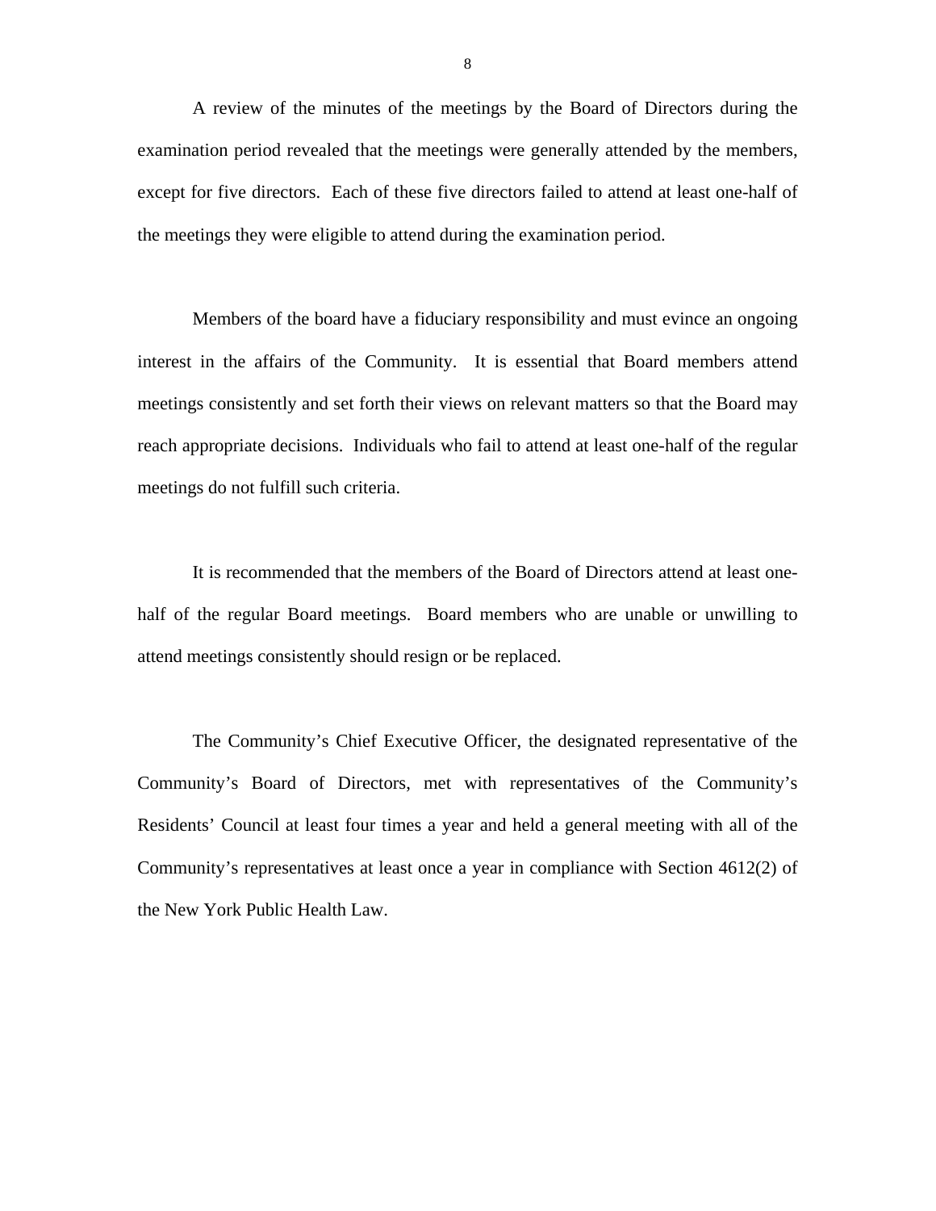A review of the minutes of the meetings by the Board of Directors during the examination period revealed that the meetings were generally attended by the members, except for five directors. Each of these five directors failed to attend at least one-half of the meetings they were eligible to attend during the examination period.

Members of the board have a fiduciary responsibility and must evince an ongoing interest in the affairs of the Community. It is essential that Board members attend meetings consistently and set forth their views on relevant matters so that the Board may reach appropriate decisions. Individuals who fail to attend at least one-half of the regular meetings do not fulfill such criteria.

It is recommended that the members of the Board of Directors attend at least one-half of the regular Board meetings. Board members who are unable or unwilling to attend meetings consistently should resign or be replaced.

The Community's Chief Executive Officer, the designated representative of the Community's Board of Directors, met with representatives of the Community's Residents' Council at least four times a year and held a general meeting with all of the Community's representatives at least once a year in compliance with Section 4612(2) of the New York Public Health Law.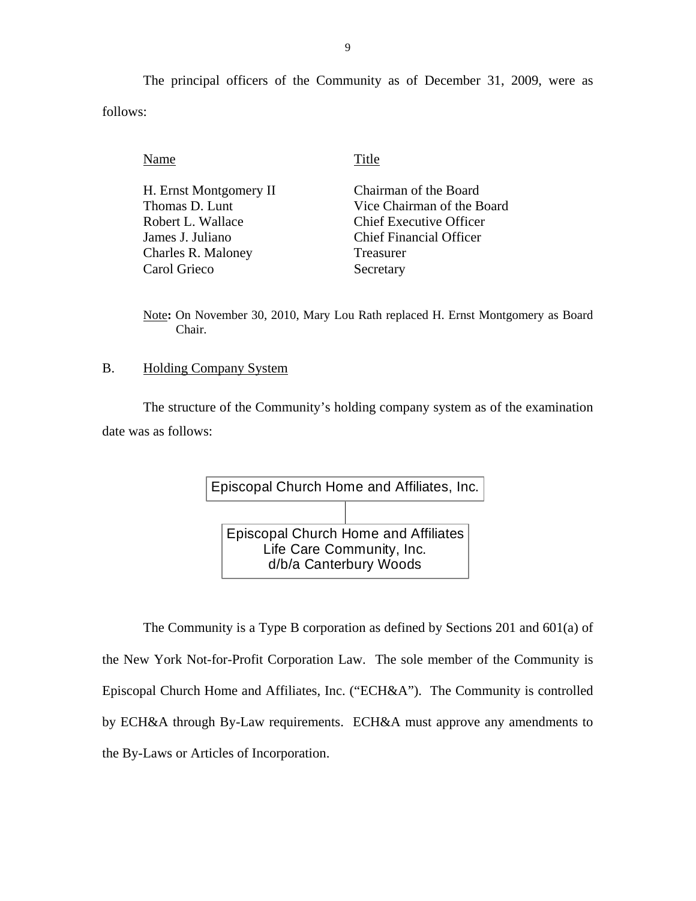The principal officers of the Community as of December 31, 2009, were as follows:

| Name | Title |
| --- | --- |
| H. Ernst Montgomery II | Chairman of the Board |
| Thomas D. Lunt | Vice Chairman of the Board |
| Robert L. Wallace | Chief Executive Officer |
| James J. Juliano | Chief Financial Officer |
| Charles R. Maloney | Treasurer |
| Carol Grieco | Secretary |

Note: On November 30, 2010, Mary Lou Rath replaced H. Ernst Montgomery as Board Chair.

## B. Holding Company System

The structure of the Community's holding company system as of the examination date was as follows:

Episcopal Church Home and Affiliates, Inc.

↓

Episcopal Church Home and Affiliates Life Care Community, Inc. d/b/a Canterbury Woods

The Community is a Type B corporation as defined by Sections 201 and 601(a) of the New York Not-for-Profit Corporation Law. The sole member of the Community is Episcopal Church Home and Affiliates, Inc. ("ECH&A"). The Community is controlled by ECH&A through By-Law requirements. ECH&A must approve any amendments to the By-Laws or Articles of Incorporation.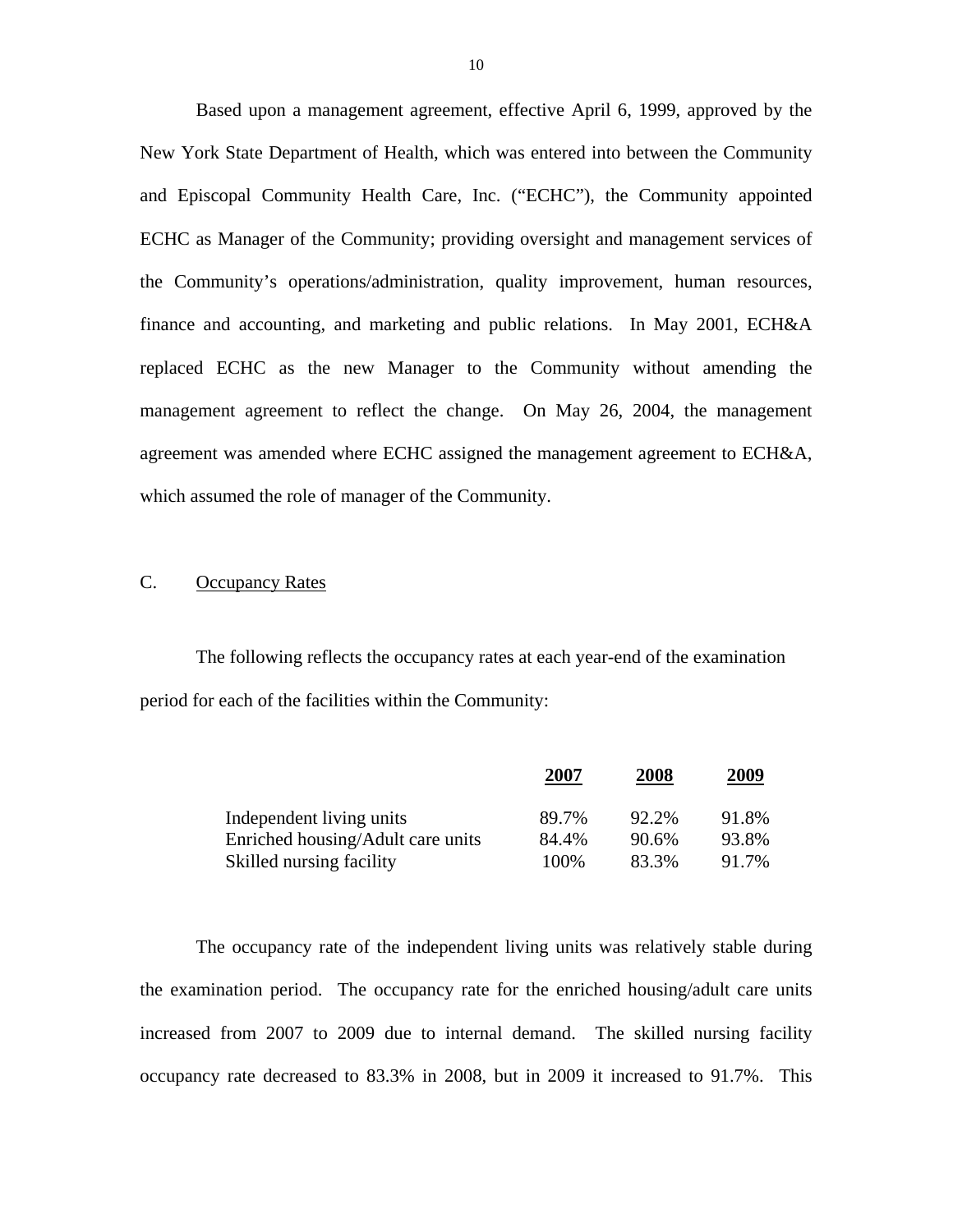Based upon a management agreement, effective April 6, 1999, approved by the New York State Department of Health, which was entered into between the Community and Episcopal Community Health Care, Inc. ("ECHC"), the Community appointed ECHC as Manager of the Community; providing oversight and management services of the Community's operations/administration, quality improvement, human resources, finance and accounting, and marketing and public relations. In May 2001, ECH&A replaced ECHC as the new Manager to the Community without amending the management agreement to reflect the change. On May 26, 2004, the management agreement was amended where ECHC assigned the management agreement to ECH&A, which assumed the role of manager of the Community.

C. Occupancy Rates

The following reflects the occupancy rates at each year-end of the examination period for each of the facilities within the Community:

| | 2007 | 2008 | 2009 |
|---|---|---|---|
| Independent living units | 89.7% | 92.2% | 91.8% |
| Enriched housing/Adult care units | 84.4% | 90.6% | 93.8% |
| Skilled nursing facility | 100% | 83.3% | 91.7% |

The occupancy rate of the independent living units was relatively stable during the examination period. The occupancy rate for the enriched housing/adult care units increased from 2007 to 2009 due to internal demand. The skilled nursing facility occupancy rate decreased to 83.3% in 2008, but in 2009 it increased to 91.7%. This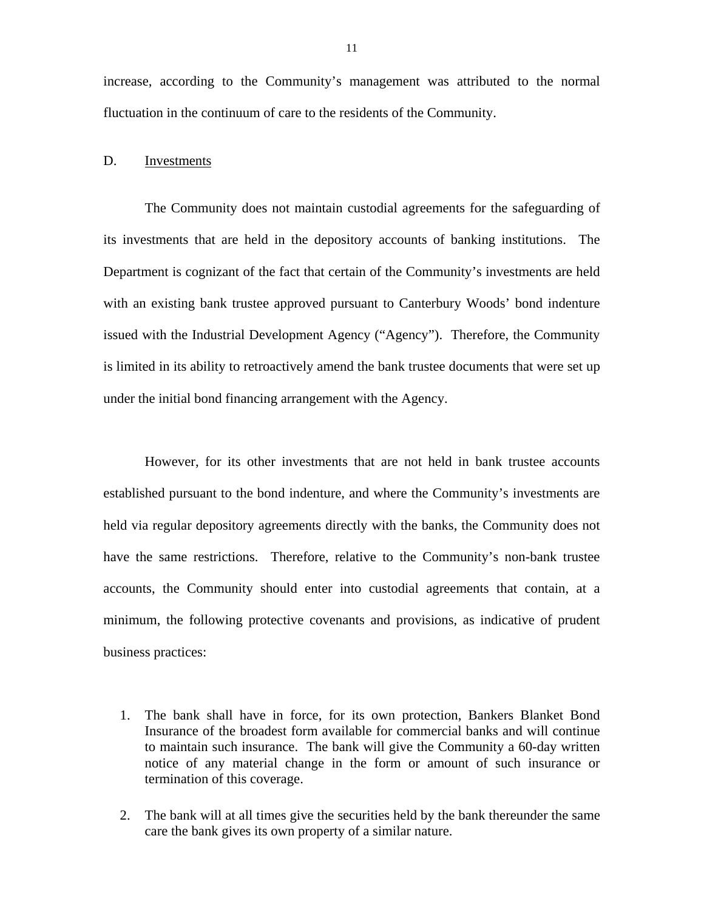increase, according to the Community's management was attributed to the normal fluctuation in the continuum of care to the residents of the Community.

D. Investments

The Community does not maintain custodial agreements for the safeguarding of its investments that are held in the depository accounts of banking institutions. The Department is cognizant of the fact that certain of the Community's investments are held with an existing bank trustee approved pursuant to Canterbury Woods' bond indenture issued with the Industrial Development Agency ("Agency"). Therefore, the Community is limited in its ability to retroactively amend the bank trustee documents that were set up under the initial bond financing arrangement with the Agency.

However, for its other investments that are not held in bank trustee accounts established pursuant to the bond indenture, and where the Community's investments are held via regular depository agreements directly with the banks, the Community does not have the same restrictions. Therefore, relative to the Community's non-bank trustee accounts, the Community should enter into custodial agreements that contain, at a minimum, the following protective covenants and provisions, as indicative of prudent business practices:

1. The bank shall have in force, for its own protection, Bankers Blanket Bond Insurance of the broadest form available for commercial banks and will continue to maintain such insurance. The bank will give the Community a 60-day written notice of any material change in the form or amount of such insurance or termination of this coverage.
2. The bank will at all times give the securities held by the bank thereunder the same care the bank gives its own property of a similar nature.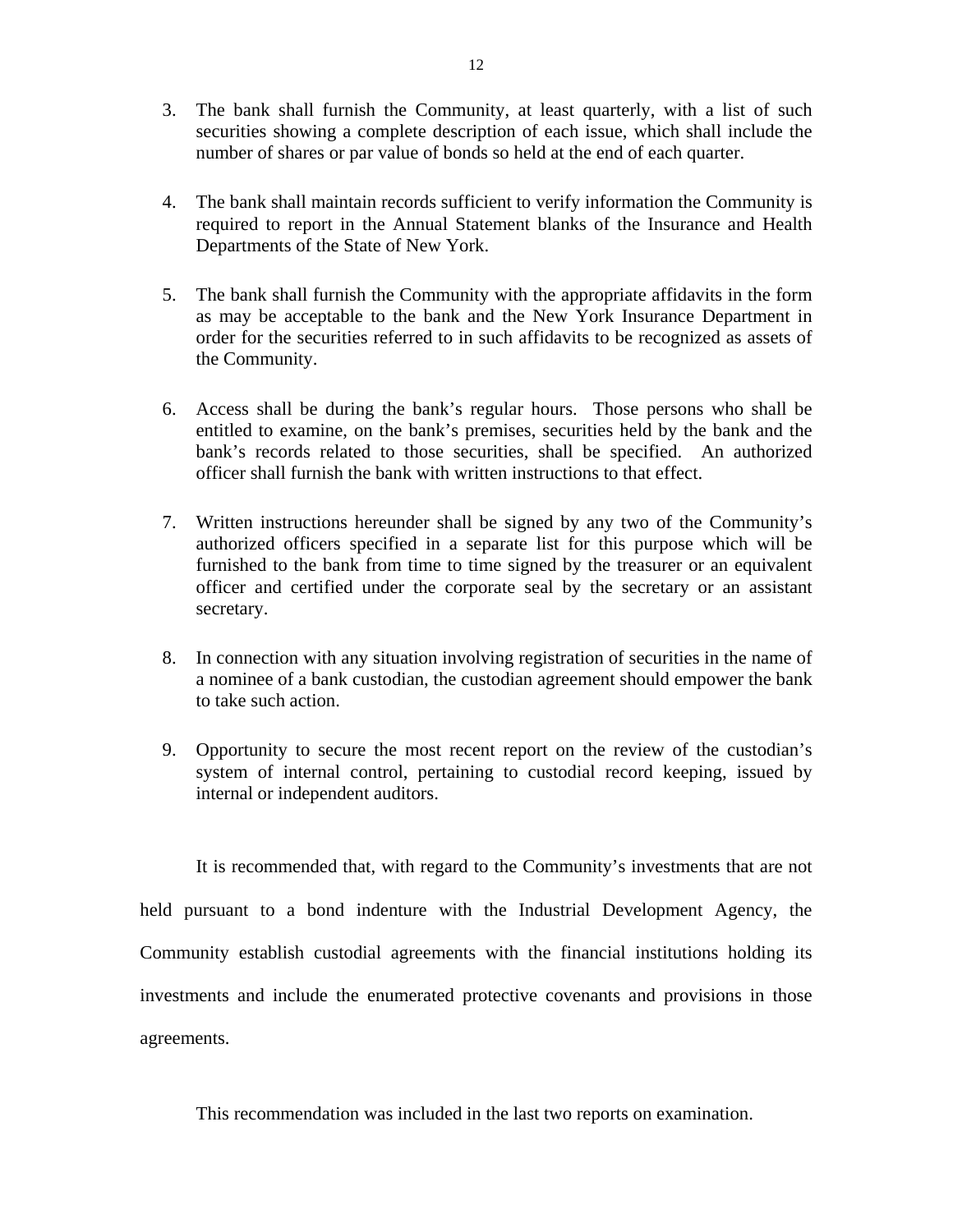3. The bank shall furnish the Community, at least quarterly, with a list of such securities showing a complete description of each issue, which shall include the number of shares or par value of bonds so held at the end of each quarter.

4. The bank shall maintain records sufficient to verify information the Community is required to report in the Annual Statement blanks of the Insurance and Health Departments of the State of New York.

5. The bank shall furnish the Community with the appropriate affidavits in the form as may be acceptable to the bank and the New York Insurance Department in order for the securities referred to in such affidavits to be recognized as assets of the Community.

6. Access shall be during the bank's regular hours. Those persons who shall be entitled to examine, on the bank's premises, securities held by the bank and the bank's records related to those securities, shall be specified. An authorized officer shall furnish the bank with written instructions to that effect.

7. Written instructions hereunder shall be signed by any two of the Community's authorized officers specified in a separate list for this purpose which will be furnished to the bank from time to time signed by the treasurer or an equivalent officer and certified under the corporate seal by the secretary or an assistant secretary.

8. In connection with any situation involving registration of securities in the name of a nominee of a bank custodian, the custodian agreement should empower the bank to take such action.

9. Opportunity to secure the most recent report on the review of the custodian's system of internal control, pertaining to custodial record keeping, issued by internal or independent auditors.

It is recommended that, with regard to the Community's investments that are not held pursuant to a bond indenture with the Industrial Development Agency, the Community establish custodial agreements with the financial institutions holding its investments and include the enumerated protective covenants and provisions in those agreements.

This recommendation was included in the last two reports on examination.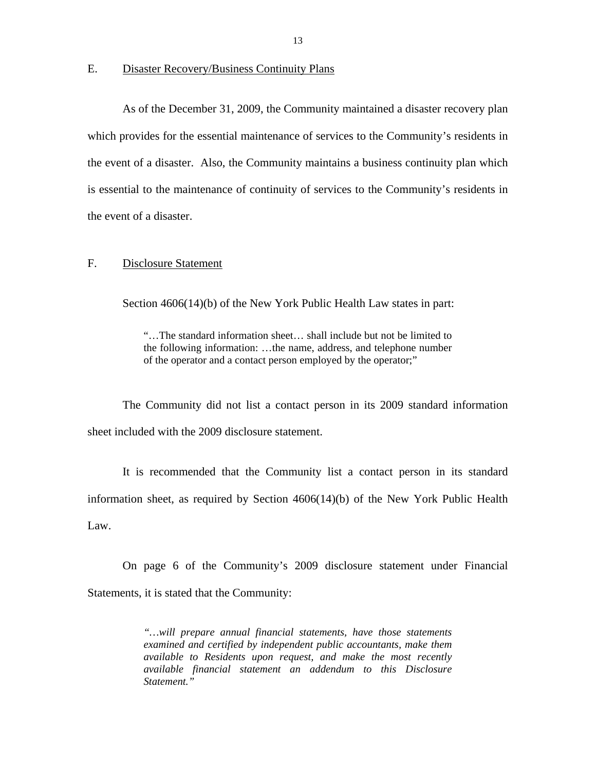## E. Disaster Recovery/Business Continuity Plans

As of the December 31, 2009, the Community maintained a disaster recovery plan which provides for the essential maintenance of services to the Community's residents in the event of a disaster. Also, the Community maintains a business continuity plan which is essential to the maintenance of continuity of services to the Community's residents in the event of a disaster.

## F. Disclosure Statement

Section 4606(14)(b) of the New York Public Health Law states in part:

> "…The standard information sheet… shall include but not be limited to the following information: …the name, address, and telephone number of the operator and a contact person employed by the operator;"

The Community did not list a contact person in its 2009 standard information sheet included with the 2009 disclosure statement.

It is recommended that the Community list a contact person in its standard information sheet, as required by Section 4606(14)(b) of the New York Public Health Law.

On page 6 of the Community's 2009 disclosure statement under Financial Statements, it is stated that the Community:

> *"…will prepare annual financial statements, have those statements examined and certified by independent public accountants, make them available to Residents upon request, and make the most recently available financial statement an addendum to this Disclosure Statement."*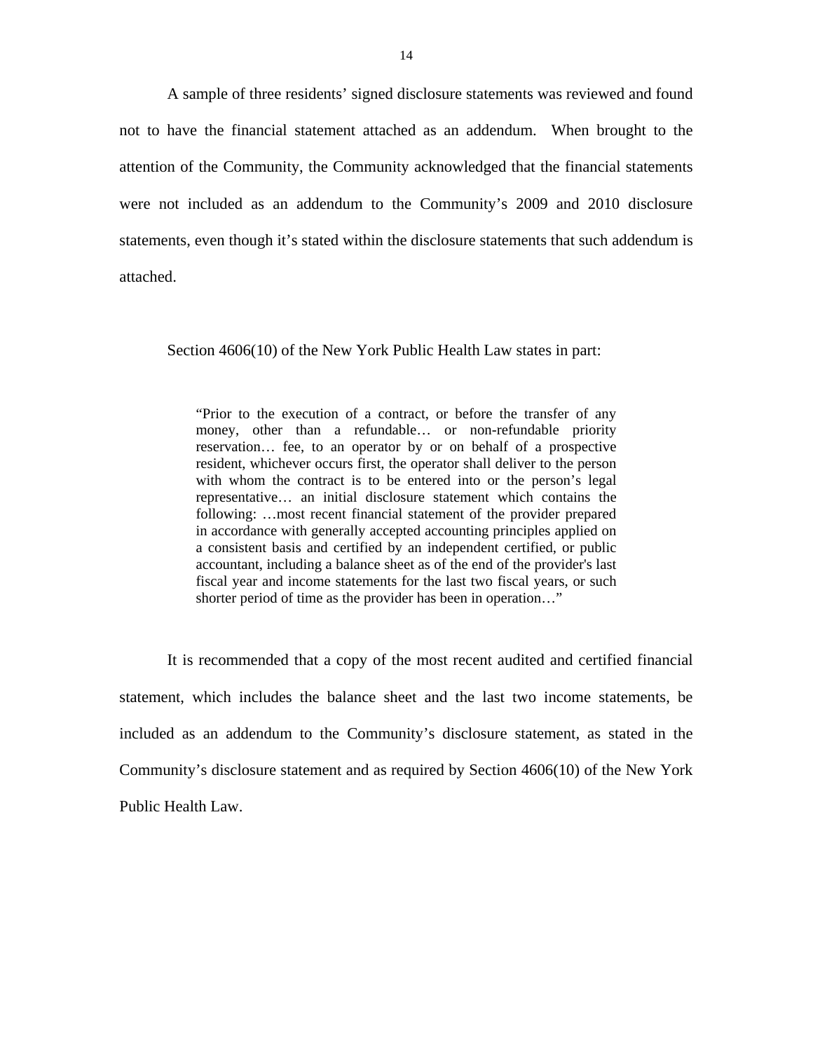A sample of three residents' signed disclosure statements was reviewed and found not to have the financial statement attached as an addendum. When brought to the attention of the Community, the Community acknowledged that the financial statements were not included as an addendum to the Community's 2009 and 2010 disclosure statements, even though it's stated within the disclosure statements that such addendum is attached.

Section 4606(10) of the New York Public Health Law states in part:

> "Prior to the execution of a contract, or before the transfer of any money, other than a refundable… or non-refundable priority reservation… fee, to an operator by or on behalf of a prospective resident, whichever occurs first, the operator shall deliver to the person with whom the contract is to be entered into or the person's legal representative… an initial disclosure statement which contains the following: …most recent financial statement of the provider prepared in accordance with generally accepted accounting principles applied on a consistent basis and certified by an independent certified, or public accountant, including a balance sheet as of the end of the provider's last fiscal year and income statements for the last two fiscal years, or such shorter period of time as the provider has been in operation…"

It is recommended that a copy of the most recent audited and certified financial statement, which includes the balance sheet and the last two income statements, be included as an addendum to the Community's disclosure statement, as stated in the Community's disclosure statement and as required by Section 4606(10) of the New York Public Health Law.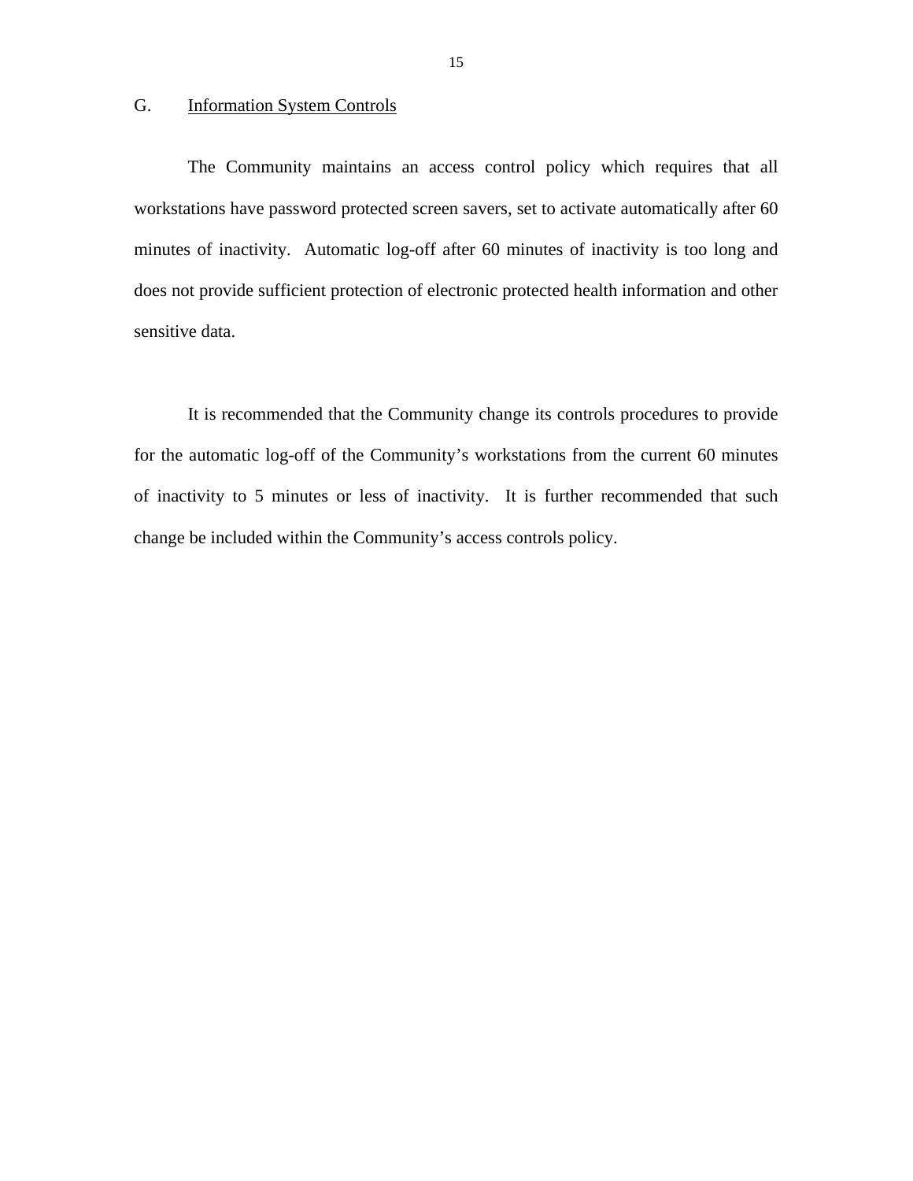## G. Information System Controls

The Community maintains an access control policy which requires that all workstations have password protected screen savers, set to activate automatically after 60 minutes of inactivity. Automatic log-off after 60 minutes of inactivity is too long and does not provide sufficient protection of electronic protected health information and other sensitive data.

It is recommended that the Community change its controls procedures to provide for the automatic log-off of the Community's workstations from the current 60 minutes of inactivity to 5 minutes or less of inactivity. It is further recommended that such change be included within the Community's access controls policy.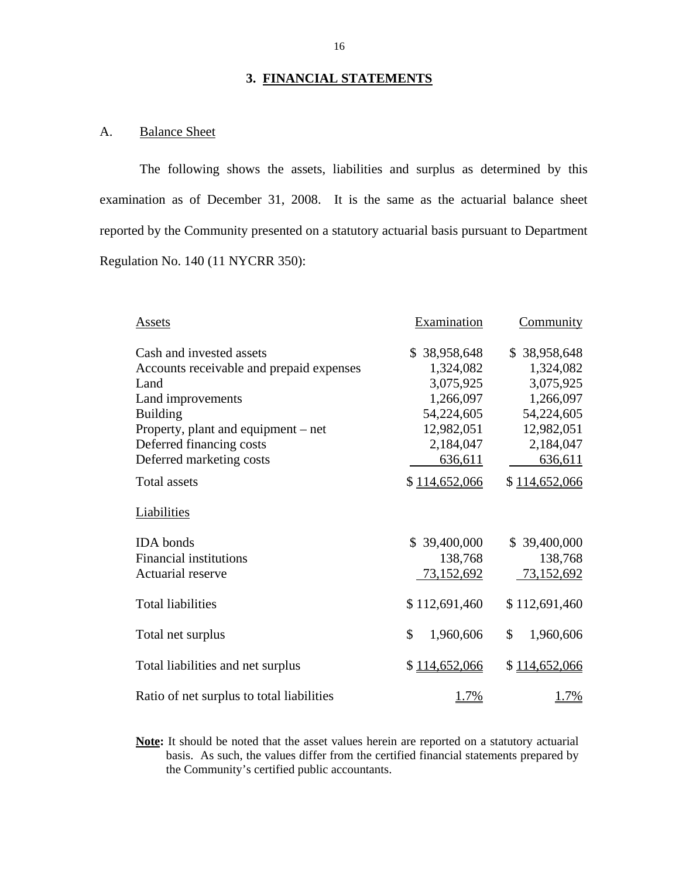## 3. FINANCIAL STATEMENTS

### A. Balance Sheet

The following shows the assets, liabilities and surplus as determined by this examination as of December 31, 2008. It is the same as the actuarial balance sheet reported by the Community presented on a statutory actuarial basis pursuant to Department Regulation No. 140 (11 NYCRR 350):

| Assets | Examination | Community |
|---|---|---|
| Cash and invested assets | $ 38,958,648 | $ 38,958,648 |
| Accounts receivable and prepaid expenses | 1,324,082 | 1,324,082 |
| Land | 3,075,925 | 3,075,925 |
| Land improvements | 1,266,097 | 1,266,097 |
| Building | 54,224,605 | 54,224,605 |
| Property, plant and equipment – net | 12,982,051 | 12,982,051 |
| Deferred financing costs | 2,184,047 | 2,184,047 |
| Deferred marketing costs | 636,611 | 636,611 |
| Total assets | $ 114,652,066 | $ 114,652,066 |
| **Liabilities** | | |
| IDA bonds | $ 39,400,000 | $ 39,400,000 |
| Financial institutions | 138,768 | 138,768 |
| Actuarial reserve | 73,152,692 | 73,152,692 |
| Total liabilities | $ 112,691,460 | $ 112,691,460 |
| Total net surplus | $ 1,960,606 | $ 1,960,606 |
| Total liabilities and net surplus | $ 114,652,066 | $ 114,652,066 |
| Ratio of net surplus to total liabilities | 1.7% | 1.7% |

**Note:** It should be noted that the asset values herein are reported on a statutory actuarial basis. As such, the values differ from the certified financial statements prepared by the Community's certified public accountants.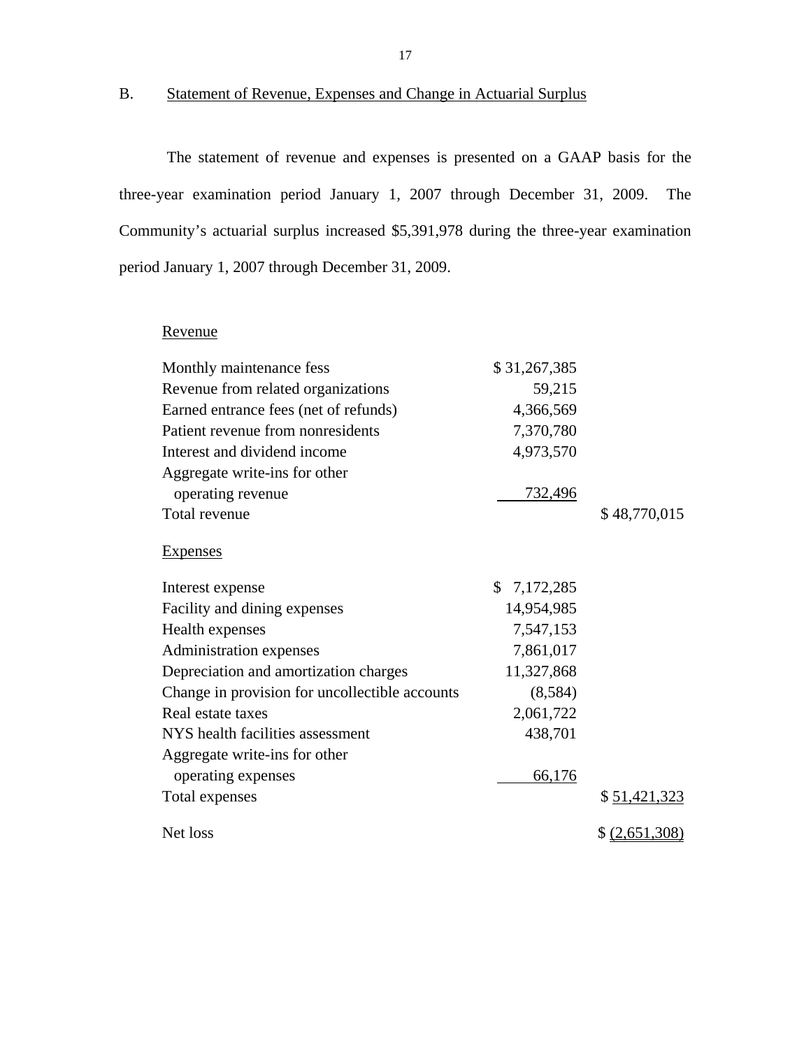## B. Statement of Revenue, Expenses and Change in Actuarial Surplus

The statement of revenue and expenses is presented on a GAAP basis for the three-year examination period January 1, 2007 through December 31, 2009. The Community's actuarial surplus increased $5,391,978 during the three-year examination period January 1, 2007 through December 31, 2009.

| | | |
|---|---|---|
| Revenue | | |
| Monthly maintenance fess | $ 31,267,385 | |
| Revenue from related organizations | 59,215 | |
| Earned entrance fees (net of refunds) | 4,366,569 | |
| Patient revenue from nonresidents | 7,370,780 | |
| Interest and dividend income | 4,973,570 | |
| Aggregate write-ins for other operating revenue | 732,496 | |
| Total revenue | | $ 48,770,015 |
| Expenses | | |
| Interest expense | $ 7,172,285 | |
| Facility and dining expenses | 14,954,985 | |
| Health expenses | 7,547,153 | |
| Administration expenses | 7,861,017 | |
| Depreciation and amortization charges | 11,327,868 | |
| Change in provision for uncollectible accounts | (8,584) | |
| Real estate taxes | 2,061,722 | |
| NYS health facilities assessment | 438,701 | |
| Aggregate write-ins for other operating expenses | 66,176 | |
| Total expenses | | $ 51,421,323 |
| Net loss | | $ (2,651,308) |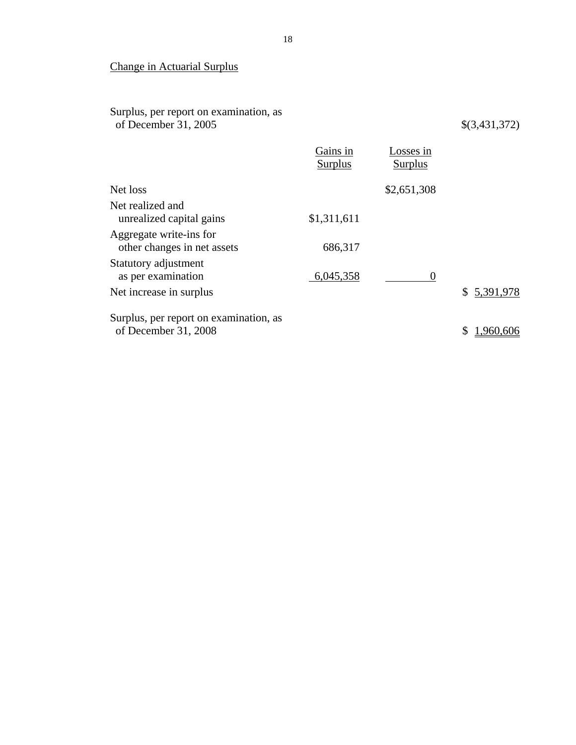## Change in Actuarial Surplus

| | Gains in Surplus | Losses in Surplus | |
|---|---|---|---|
| Surplus, per report on examination, as of December 31, 2005 | | | $(3,431,372) |
| Net loss | | $2,651,308 | |
| Net realized and unrealized capital gains | $1,311,611 | | |
| Aggregate write-ins for other changes in net assets | 686,317 | | |
| Statutory adjustment as per examination | 6,045,358 | 0 | |
| Net increase in surplus | | | $ 5,391,978 |
| Surplus, per report on examination, as of December 31, 2008 | | | $ 1,960,606 |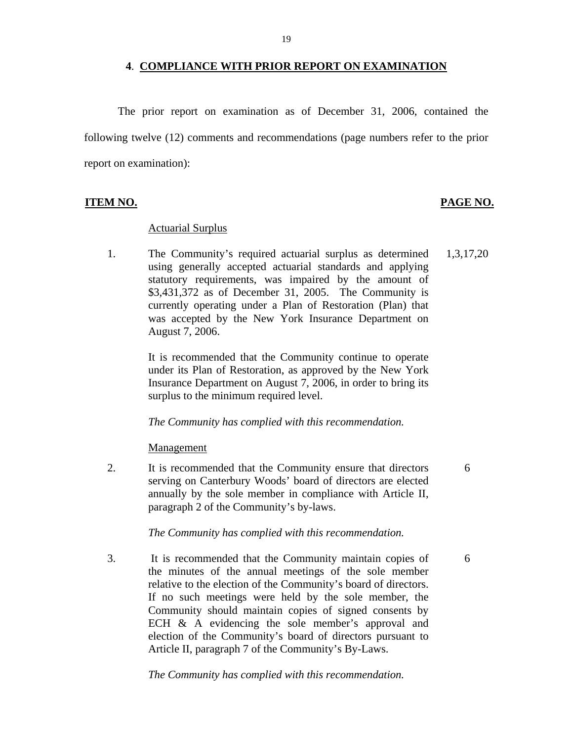## 4. COMPLIANCE WITH PRIOR REPORT ON EXAMINATION

The prior report on examination as of December 31, 2006, contained the following twelve (12) comments and recommendations (page numbers refer to the prior report on examination):

| ITEM NO. | | PAGE NO. |
|---|---|---|
| | Actuarial Surplus | |
| 1. | The Community's required actuarial surplus as determined using generally accepted actuarial standards and applying statutory requirements, was impaired by the amount of $3,431,372 as of December 31, 2005. The Community is currently operating under a Plan of Restoration (Plan) that was accepted by the New York Insurance Department on August 7, 2006.<br><br>It is recommended that the Community continue to operate under its Plan of Restoration, as approved by the New York Insurance Department on August 7, 2006, in order to bring its surplus to the minimum required level.<br><br>*The Community has complied with this recommendation.* | 1,3,17,20 |
| | Management | |
| 2. | It is recommended that the Community ensure that directors serving on Canterbury Woods' board of directors are elected annually by the sole member in compliance with Article II, paragraph 2 of the Community's by-laws.<br><br>*The Community has complied with this recommendation.* | 6 |
| 3. | It is recommended that the Community maintain copies of the minutes of the annual meetings of the sole member relative to the election of the Community's board of directors. If no such meetings were held by the sole member, the Community should maintain copies of signed consents by ECH & A evidencing the sole member's approval and election of the Community's board of directors pursuant to Article II, paragraph 7 of the Community's By-Laws.<br><br>*The Community has complied with this recommendation.* | 6 |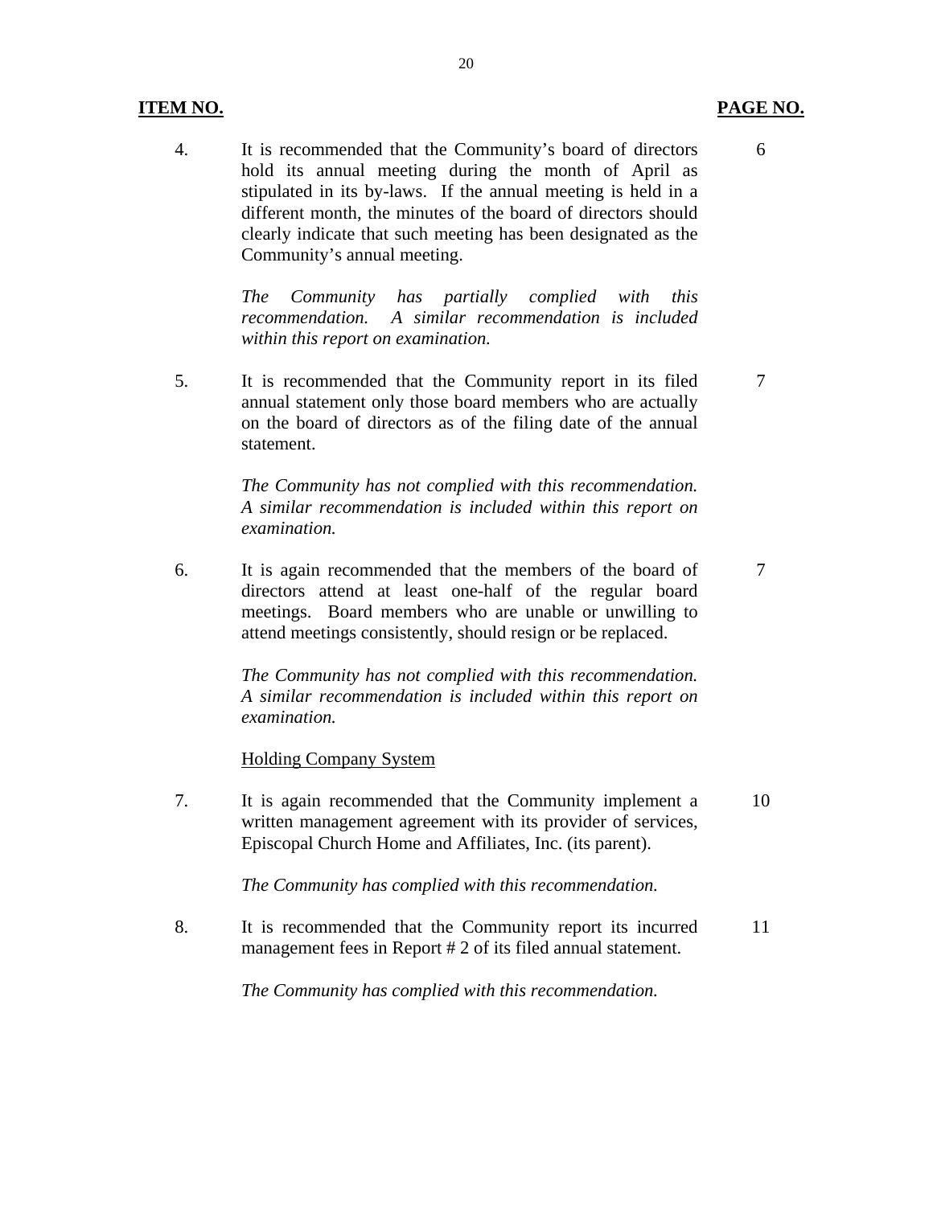| **ITEM NO.** | | **PAGE NO.** |
|---|---|---|
| 4. | It is recommended that the Community's board of directors hold its annual meeting during the month of April as stipulated in its by-laws. If the annual meeting is held in a different month, the minutes of the board of directors should clearly indicate that such meeting has been designated as the Community's annual meeting.<br><br>*The Community has partially complied with this recommendation. A similar recommendation is included within this report on examination.* | 6 |
| 5. | It is recommended that the Community report in its filed annual statement only those board members who are actually on the board of directors as of the filing date of the annual statement.<br><br>*The Community has not complied with this recommendation. A similar recommendation is included within this report on examination.* | 7 |
| 6. | It is again recommended that the members of the board of directors attend at least one-half of the regular board meetings. Board members who are unable or unwilling to attend meetings consistently, should resign or be replaced.<br><br>*The Community has not complied with this recommendation. A similar recommendation is included within this report on examination.* | 7 |
| | <u>Holding Company System</u> | |
| 7. | It is again recommended that the Community implement a written management agreement with its provider of services, Episcopal Church Home and Affiliates, Inc. (its parent).<br><br>*The Community has complied with this recommendation.* | 10 |
| 8. | It is recommended that the Community report its incurred management fees in Report # 2 of its filed annual statement.<br><br>*The Community has complied with this recommendation.* | 11 |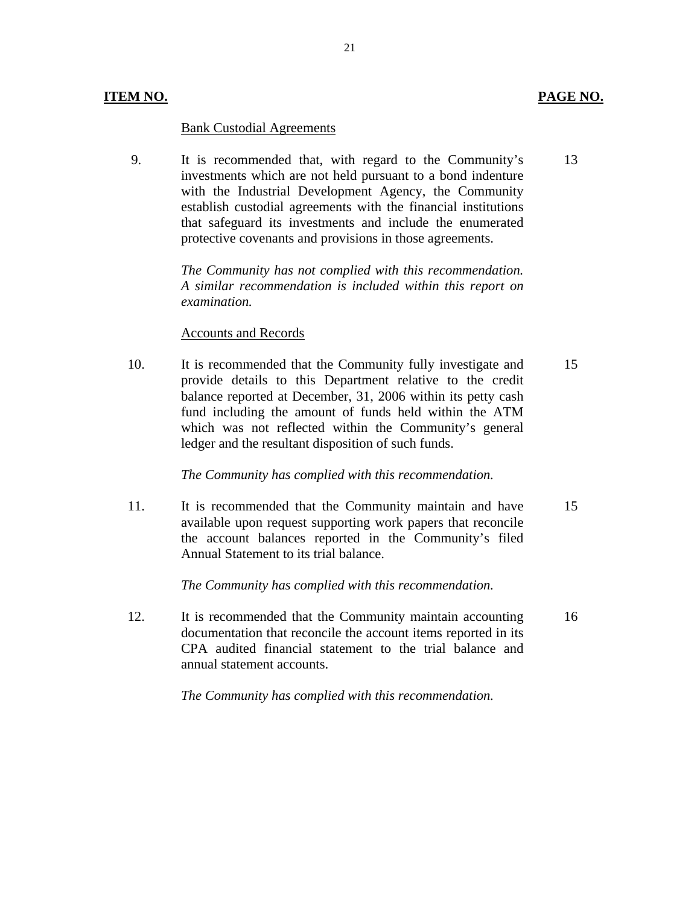**ITEM NO.** **PAGE NO.**

Bank Custodial Agreements

| ITEM NO. | | PAGE NO. |
|---|---|---|
| 9. | It is recommended that, with regard to the Community's investments which are not held pursuant to a bond indenture with the Industrial Development Agency, the Community establish custodial agreements with the financial institutions that safeguard its investments and include the enumerated protective covenants and provisions in those agreements.<br><br>*The Community has not complied with this recommendation. A similar recommendation is included within this report on examination.* | 13 |

Accounts and Records

| ITEM NO. | | PAGE NO. |
|---|---|---|
| 10. | It is recommended that the Community fully investigate and provide details to this Department relative to the credit balance reported at December, 31, 2006 within its petty cash fund including the amount of funds held within the ATM which was not reflected within the Community's general ledger and the resultant disposition of such funds.<br><br>*The Community has complied with this recommendation.* | 15 |
| 11. | It is recommended that the Community maintain and have available upon request supporting work papers that reconcile the account balances reported in the Community's filed Annual Statement to its trial balance.<br><br>*The Community has complied with this recommendation.* | 15 |
| 12. | It is recommended that the Community maintain accounting documentation that reconcile the account items reported in its CPA audited financial statement to the trial balance and annual statement accounts.<br><br>*The Community has complied with this recommendation.* | 16 |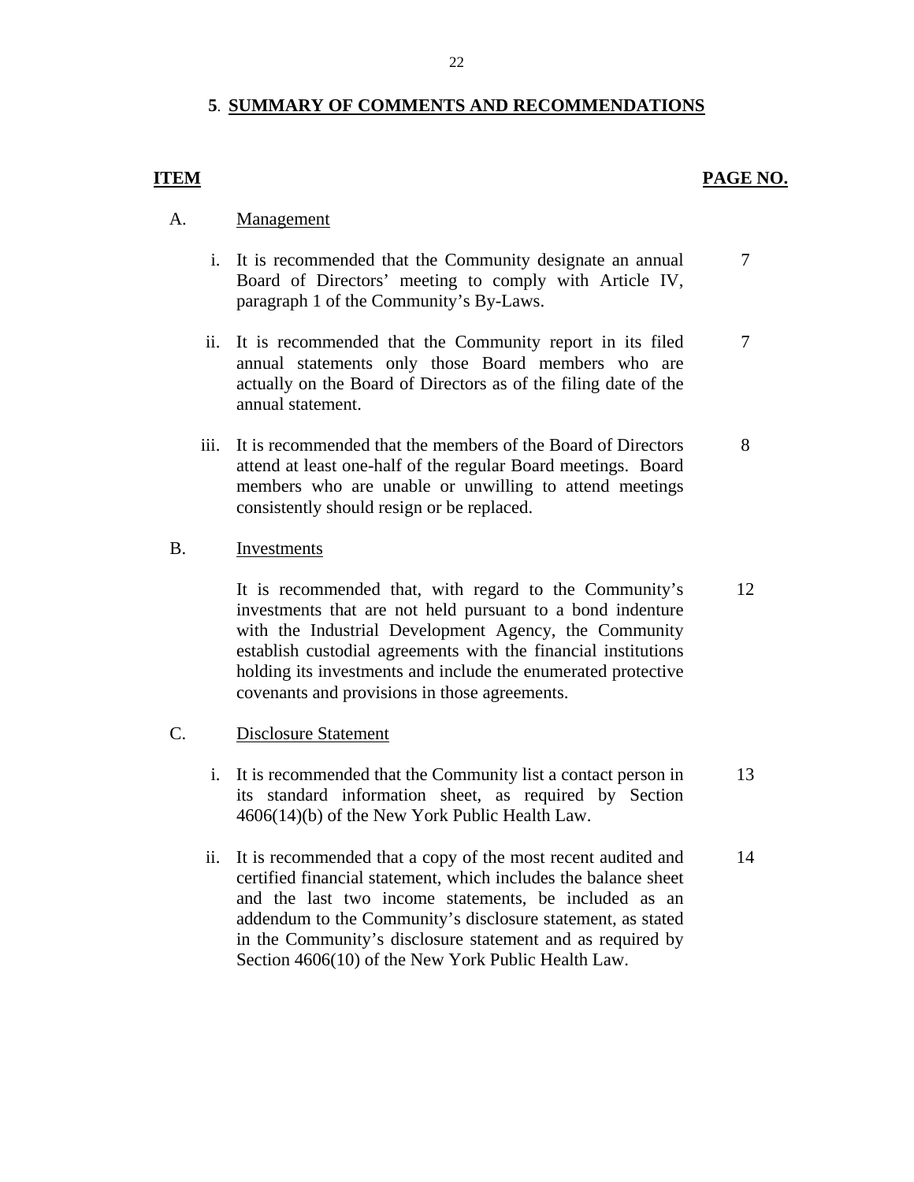## 5. SUMMARY OF COMMENTS AND RECOMMENDATIONS

| ITEM | | PAGE NO. |
|---|---|---|
| A. | **Management** | |
| i. | It is recommended that the Community designate an annual Board of Directors' meeting to comply with Article IV, paragraph 1 of the Community's By-Laws. | 7 |
| ii. | It is recommended that the Community report in its filed annual statements only those Board members who are actually on the Board of Directors as of the filing date of the annual statement. | 7 |
| iii. | It is recommended that the members of the Board of Directors attend at least one-half of the regular Board meetings. Board members who are unable or unwilling to attend meetings consistently should resign or be replaced. | 8 |
| B. | **Investments** | |
| | It is recommended that, with regard to the Community's investments that are not held pursuant to a bond indenture with the Industrial Development Agency, the Community establish custodial agreements with the financial institutions holding its investments and include the enumerated protective covenants and provisions in those agreements. | 12 |
| C. | **Disclosure Statement** | |
| i. | It is recommended that the Community list a contact person in its standard information sheet, as required by Section 4606(14)(b) of the New York Public Health Law. | 13 |
| ii. | It is recommended that a copy of the most recent audited and certified financial statement, which includes the balance sheet and the last two income statements, be included as an addendum to the Community's disclosure statement, as stated in the Community's disclosure statement and as required by Section 4606(10) of the New York Public Health Law. | 14 |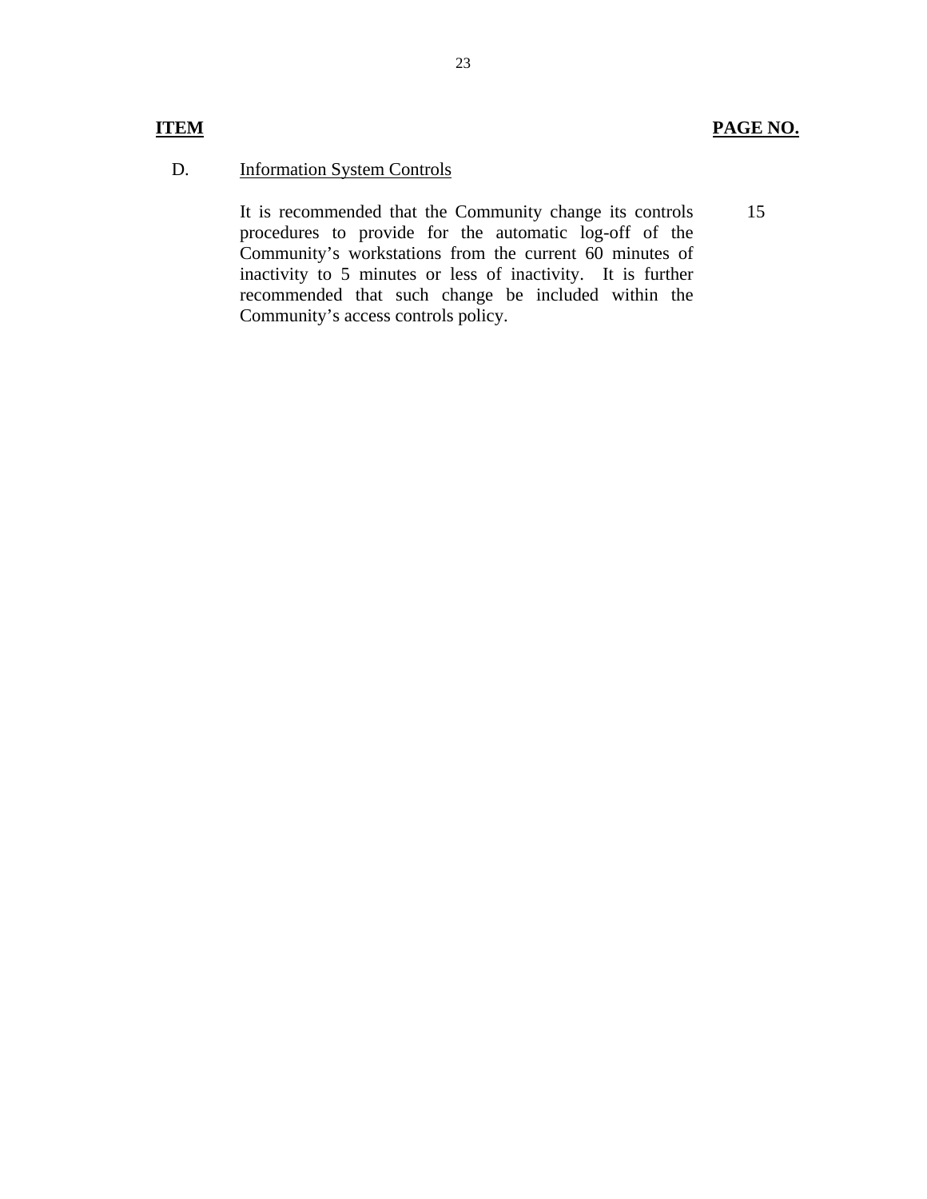| ITEM | | PAGE NO. |
|---|---|---|
| D. | Information System Controls | |
| | It is recommended that the Community change its controls procedures to provide for the automatic log-off of the Community's workstations from the current 60 minutes of inactivity to 5 minutes or less of inactivity. It is further recommended that such change be included within the Community's access controls policy. | 15 |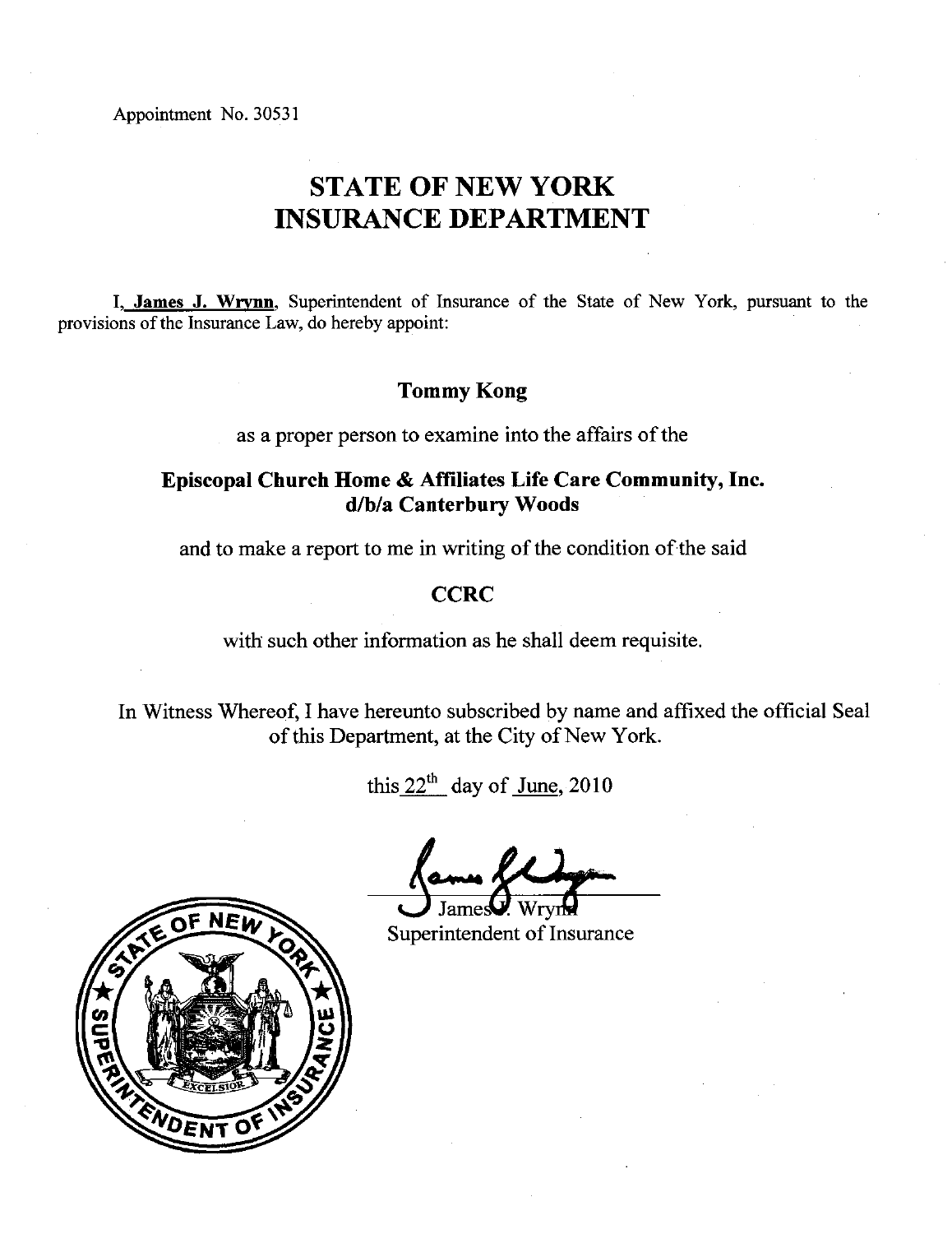Appointment No. 30531

# STATE OF NEW YORK
# INSURANCE DEPARTMENT

I, **James J. Wrynn**, Superintendent of Insurance of the State of New York, pursuant to the provisions of the Insurance Law, do hereby appoint:

**Tommy Kong**

as a proper person to examine into the affairs of the

**Episcopal Church Home & Affiliates Life Care Community, Inc. d/b/a Canterbury Woods**

and to make a report to me in writing of the condition of the said

**CCRC**

with such other information as he shall deem requisite.

In Witness Whereof, I have hereunto subscribed by name and affixed the official Seal of this Department, at the City of New York.

this 22[th] day of June, 2010

James J. Wrynn
Superintendent of Insurance